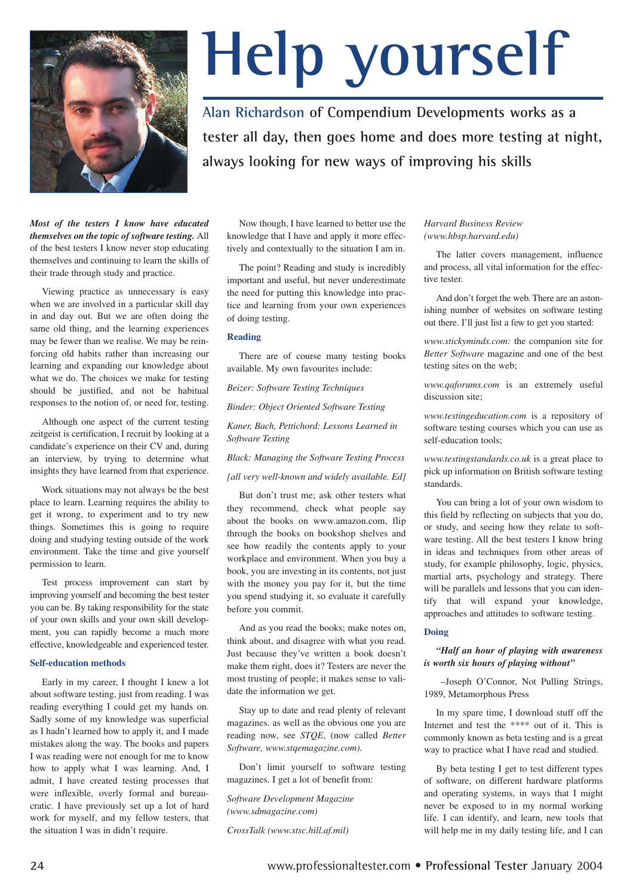# Help yourself

**Alan Richardson of Compendium Developments works as a tester all day, then goes home and does more testing at night, always looking for new ways of improving his skills**

***Most of the testers I know have educated themselves on the topic of software testing.*** All of the best testers I know never stop educating themselves and continuing to learn the skills of their trade through study and practice.

Viewing practice as unnecessary is easy when we are involved in a particular skill day in and day out. But we are often doing the same old thing, and the learning experiences may be fewer than we realise. We may be reinforcing old habits rather than increasing our learning and expanding our knowledge about what we do. The choices we make for testing should be justified, and not be habitual responses to the notion of, or need for, testing.

Although one aspect of the current testing zeitgeist is certification, I recruit by looking at a candidate's experience on their CV and, during an interview, by trying to determine what insights they have learned from that experience.

Work situations may not always be the best place to learn. Learning requires the ability to get it wrong, to experiment and to try new things. Sometimes this is going to require doing and studying testing outside of the work environment. Take the time and give yourself permission to learn.

Test process improvement can start by improving yourself and becoming the best tester you can be. By taking responsibility for the state of your own skills and your own skill development, you can rapidly become a much more effective, knowledgeable and experienced tester.

### Self-education methods

Early in my career, I thought I knew a lot about software testing, just from reading. I was reading everything I could get my hands on. Sadly some of my knowledge was superficial as I hadn't learned how to apply it, and I made mistakes along the way. The books and papers I was reading were not enough for me to know how to apply what I was learning. And, I admit, I have created testing processes that were inflexible, overly formal and bureaucratic. I have previously set up a lot of hard work for myself, and my fellow testers, that the situation I was in didn't require.

Now though, I have learned to better use the knowledge that I have and apply it more effectively and contextually to the situation I am in.

The point? Reading and study is incredibly important and useful, but never underestimate the need for putting this knowledge into practice and learning from your own experiences of doing testing.

### Reading

There are of course many testing books available. My own favourites include:

*Beizer: Software Testing Techniques*

*Binder: Object Oriented Software Testing*

*Kaner, Bach, Pettichord: Lessons Learned in Software Testing*

*Black: Managing the Software Testing Process*

*[all very well-known and widely available. Ed]*

But don't trust me; ask other testers what they recommend, check what people say about the books on www.amazon.com, flip through the books on bookshop shelves and see how readily the contents apply to your workplace and environment. When you buy a book, you are investing in its contents, not just with the money you pay for it, but the time you spend studying it, so evaluate it carefully before you commit.

And as you read the books; make notes on, think about, and disagree with what you read. Just because they've written a book doesn't make them right, does it? Testers are never the most trusting of people; it makes sense to validate the information we get.

Stay up to date and read plenty of relevant magazines. as well as the obvious one you are reading now, see *STQE*, (now called *Better Software, www.stqemagazine.com).*

Don't limit yourself to software testing magazines. I get a lot of benefit from:

*Software Development Magazine (www.sdmagazine.com)*

*CrossTalk (www.stsc.hill.af.mil)*

*Harvard Business Review (www.hbsp.harvard.edu)*

The latter covers management, influence and process, all vital information for the effective tester.

And don't forget the web. There are an astonishing number of websites on software testing out there. I'll just list a few to get you started:

*www.stickyminds.com:* the companion site for *Better Software* magazine and one of the best testing sites on the web;

*www.qaforums.com* is an extremely useful discussion site;

*www.testingeducation.com* is a repository of software testing courses which you can use as self-education tools;

*www.testingstandards.co.uk* is a great place to pick up information on British software testing standards.

You can bring a lot of your own wisdom to this field by reflecting on subjects that you do, or study, and seeing how they relate to software testing. All the best testers I know bring in ideas and techniques from other areas of study, for example philosophy, logic, physics, martial arts, psychology and strategy. There will be parallels and lessons that you can identify that will expand your knowledge, approaches and attitudes to software testing.

### Doing

***"Half an hour of playing with awareness is worth six hours of playing without"***

–Joseph O'Connor, Not Pulling Strings, 1989, Metamorphous Press

In my spare time, I download stuff off the Internet and test the **** out of it. This is commonly known as beta testing and is a great way to practice what I have read and studied.

By beta testing I get to test different types of software, on different hardware platforms and operating systems, in ways that I might never be exposed to in my normal working life. I can identify, and learn, new tools that will help me in my daily testing life, and I can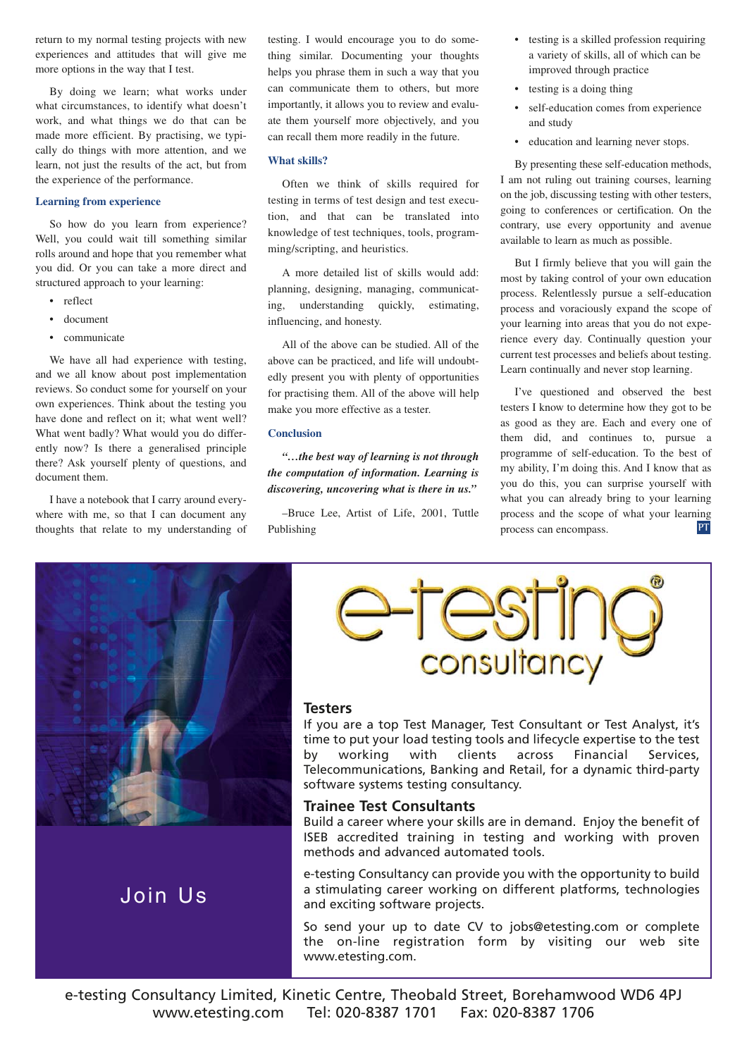return to my normal testing projects with new experiences and attitudes that will give me more options in the way that I test.

By doing we learn; what works under what circumstances, to identify what doesn't work, and what things we do that can be made more efficient. By practising, we typically do things with more attention, and we learn, not just the results of the act, but from the experience of the performance.

### Learning from experience

So how do you learn from experience? Well, you could wait till something similar rolls around and hope that you remember what you did. Or you can take a more direct and structured approach to your learning:

- reflect
- document
- communicate

We have all had experience with testing, and we all know about post implementation reviews. So conduct some for yourself on your own experiences. Think about the testing you have done and reflect on it; what went well? What went badly? What would you do differently now? Is there a generalised principle there? Ask yourself plenty of questions, and document them.

I have a notebook that I carry around everywhere with me, so that I can document any thoughts that relate to my understanding of testing. I would encourage you to do something similar. Documenting your thoughts helps you phrase them in such a way that you can communicate them to others, but more importantly, it allows you to review and evaluate them yourself more objectively, and you can recall them more readily in the future.

### What skills?

Often we think of skills required for testing in terms of test design and test execution, and that can be translated into knowledge of test techniques, tools, programming/scripting, and heuristics.

A more detailed list of skills would add: planning, designing, managing, communicating, understanding quickly, estimating, influencing, and honesty.

All of the above can be studied. All of the above can be practiced, and life will undoubtedly present you with plenty of opportunities for practising them. All of the above will help make you more effective as a tester.

### Conclusion

***"…the best way of learning is not through the computation of information. Learning is discovering, uncovering what is there in us."***

–Bruce Lee, Artist of Life, 2001, Tuttle Publishing

- testing is a skilled profession requiring a variety of skills, all of which can be improved through practice
- testing is a doing thing
- self-education comes from experience and study
- education and learning never stops.

By presenting these self-education methods, I am not ruling out training courses, learning on the job, discussing testing with other testers, going to conferences or certification. On the contrary, use every opportunity and avenue available to learn as much as possible.

But I firmly believe that you will gain the most by taking control of your own education process. Relentlessly pursue a self-education process and voraciously expand the scope of your learning into areas that you do not experience every day. Continually question your current test processes and beliefs about testing. Learn continually and never stop learning.

I've questioned and observed the best testers I know to determine how they got to be as good as they are. Each and every one of them did, and continues to, pursue a programme of self-education. To the best of my ability, I'm doing this. And I know that as you do this, you can surprise yourself with what you can already bring to your learning process and the scope of what your learning process can encompass. PT

e-testing® consultancy

Join Us

**Testers**

If you are a top Test Manager, Test Consultant or Test Analyst, it's time to put your load testing tools and lifecycle expertise to the test by working with clients across Financial Services, Telecommunications, Banking and Retail, for a dynamic third-party software systems testing consultancy.

**Trainee Test Consultants**

Build a career where your skills are in demand. Enjoy the benefit of ISEB accredited training in testing and working with proven methods and advanced automated tools.

e-testing Consultancy can provide you with the opportunity to build a stimulating career working on different platforms, technologies and exciting software projects.

So send your up to date CV to jobs@etesting.com or complete the on-line registration form by visiting our web site www.etesting.com.

e-testing Consultancy Limited, Kinetic Centre, Theobald Street, Borehamwood WD6 4PJ
www.etesting.com Tel: 020-8387 1701 Fax: 020-8387 1706